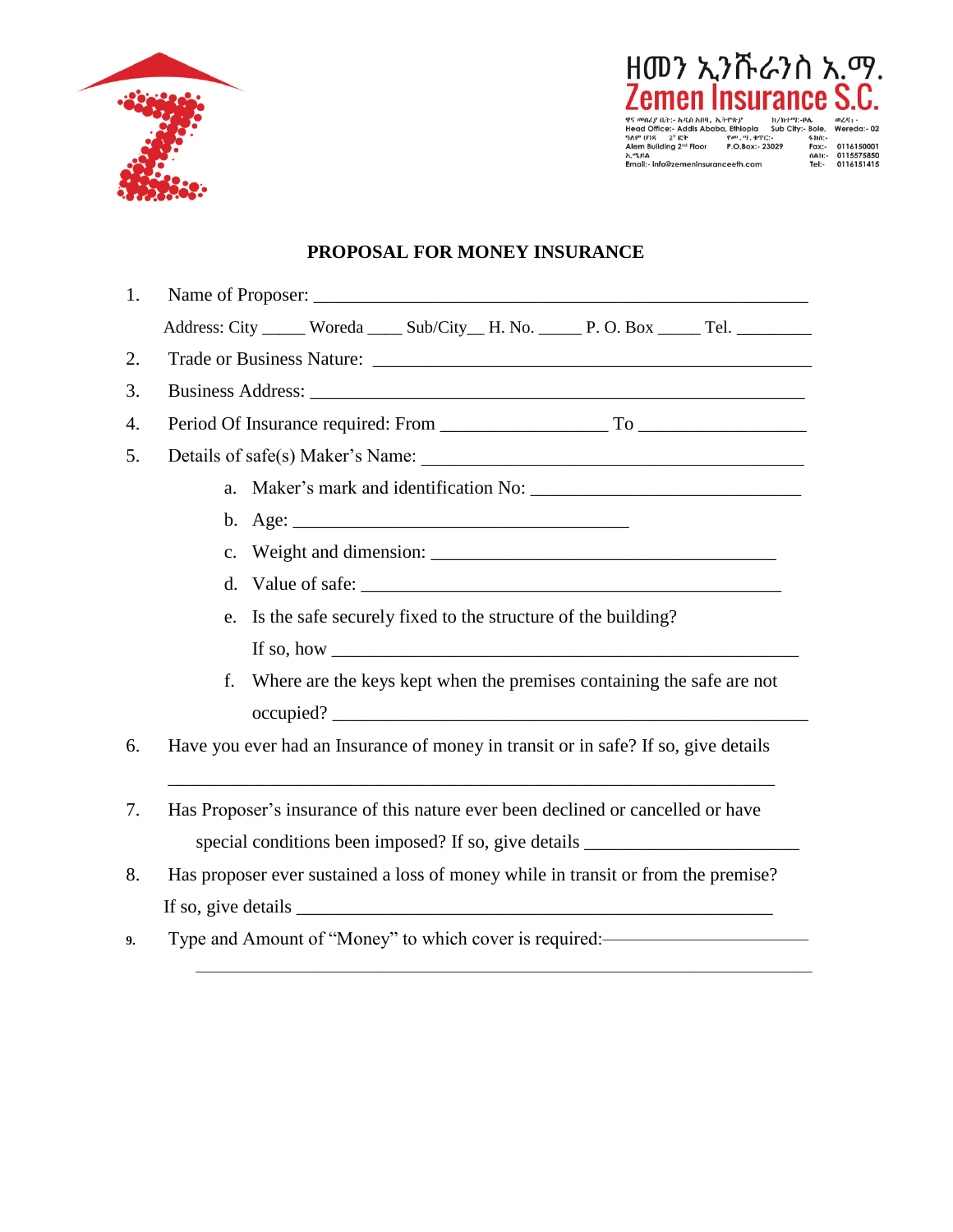ዘመን ኢንሹራንስ አ.ማ.
Zemen Insurance S.C.

ዋና መስሪያ ቤት:- አዲስ አበባ, ኢትዮጵያ ክ/ከተማ:-ቦሌ ወረዳ:-
Head Office:- Addis Ababa, Ethiopia Sub City:- Bole, Wereda:- 02
ዓለም ህንጻ 2ኛ ፎቅ የፖ.ሣ.ቁጥር:- ፋክስ:-
Alem Building 2nd Floor P.O.Box:- 23029 Fax:- 0116150001
ኢ.ሜይል ስልክ:- 0115575850
Email:- info@zemeninsuranceeth.com Tel:- 0116151415

## PROPOSAL FOR MONEY INSURANCE

1. Name of Proposer: ____________________________________________________

   Address: City _____ Woreda ____ Sub/City__ H. No. _____ P. O. Box _____ Tel. _________

2. Trade or Business Nature: ______________________________________________

3. Business Address: ____________________________________________________

4. Period Of Insurance required: From _________________ To _________________

5. Details of safe(s) Maker's Name: __________________________________________

   a. Maker's mark and identification No: _____________________________

   b. Age: ___________________________________

   c. Weight and dimension: ______________________________________

   d. Value of safe: _______________________________________________

   e. Is the safe securely fixed to the structure of the building?

      If so, how ___________________________________________________

   f. Where are the keys kept when the premises containing the safe are not occupied? ______________________________________________________

6. Have you ever had an Insurance of money in transit or in safe? If so, give details

   ____________________________________________________________________

7. Has Proposer's insurance of this nature ever been declined or cancelled or have special conditions been imposed? If so, give details _______________________

8. Has proposer ever sustained a loss of money while in transit or from the premise? If so, give details ____________________________________________________

9. Type and Amount of "Money" to which cover is required:_______________________

   ____________________________________________________________________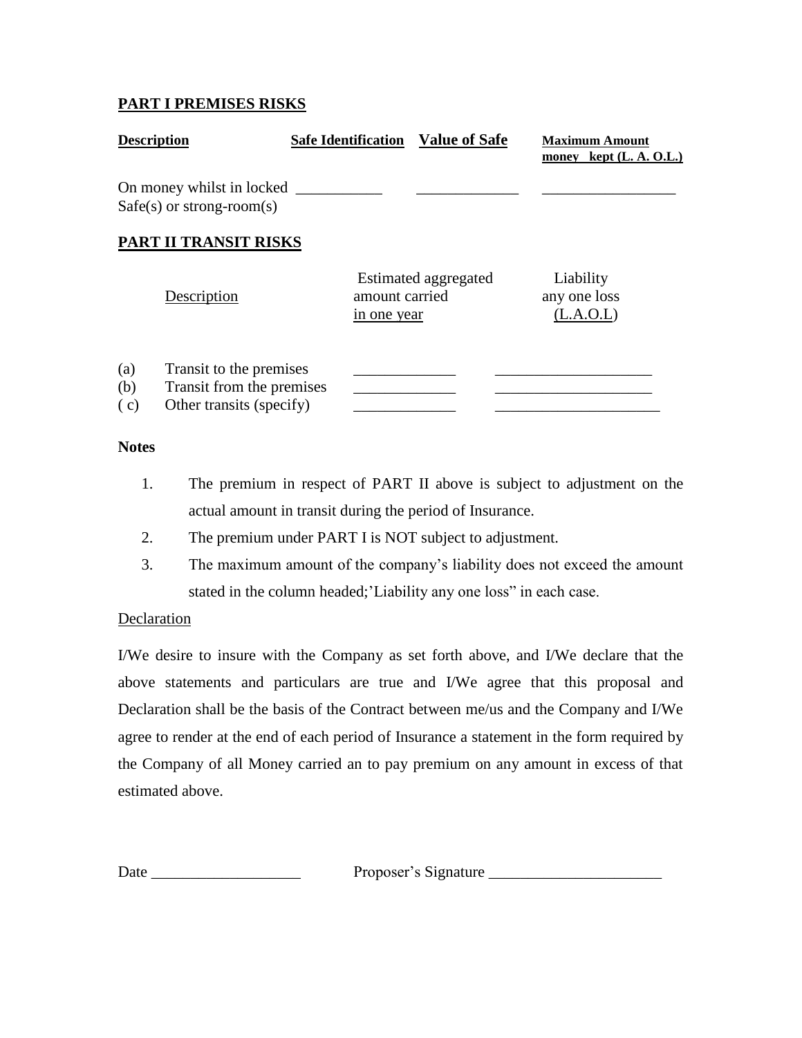**PART I PREMISES RISKS**

| **Description** | **Safe Identification** | **Value of Safe** | **Maximum Amount money kept (L. A. O.L.)** |
| --- | --- | --- | --- |
| On money whilst in locked Safe(s) or strong-room(s) | ___________ | _____________ | _________________ |

**PART II TRANSIT RISKS**

| | Description | Estimated aggregated amount carried in one year | Liability any one loss (L.A.O.L) |
| --- | --- | --- | --- |
| (a) | Transit to the premises | _____________ | ____________________ |
| (b) | Transit from the premises | _____________ | ____________________ |
| ( c) | Other transits (specify) | _____________ | _____________________ |

**Notes**

1. The premium in respect of PART II above is subject to adjustment on the actual amount in transit during the period of Insurance.
2. The premium under PART I is NOT subject to adjustment.
3. The maximum amount of the company's liability does not exceed the amount stated in the column headed;'Liability any one loss" in each case.

Declaration

I/We desire to insure with the Company as set forth above, and I/We declare that the above statements and particulars are true and I/We agree that this proposal and Declaration shall be the basis of the Contract between me/us and the Company and I/We agree to render at the end of each period of Insurance a statement in the form required by the Company of all Money carried an to pay premium on any amount in excess of that estimated above.

Date ___________________ Proposer's Signature ______________________